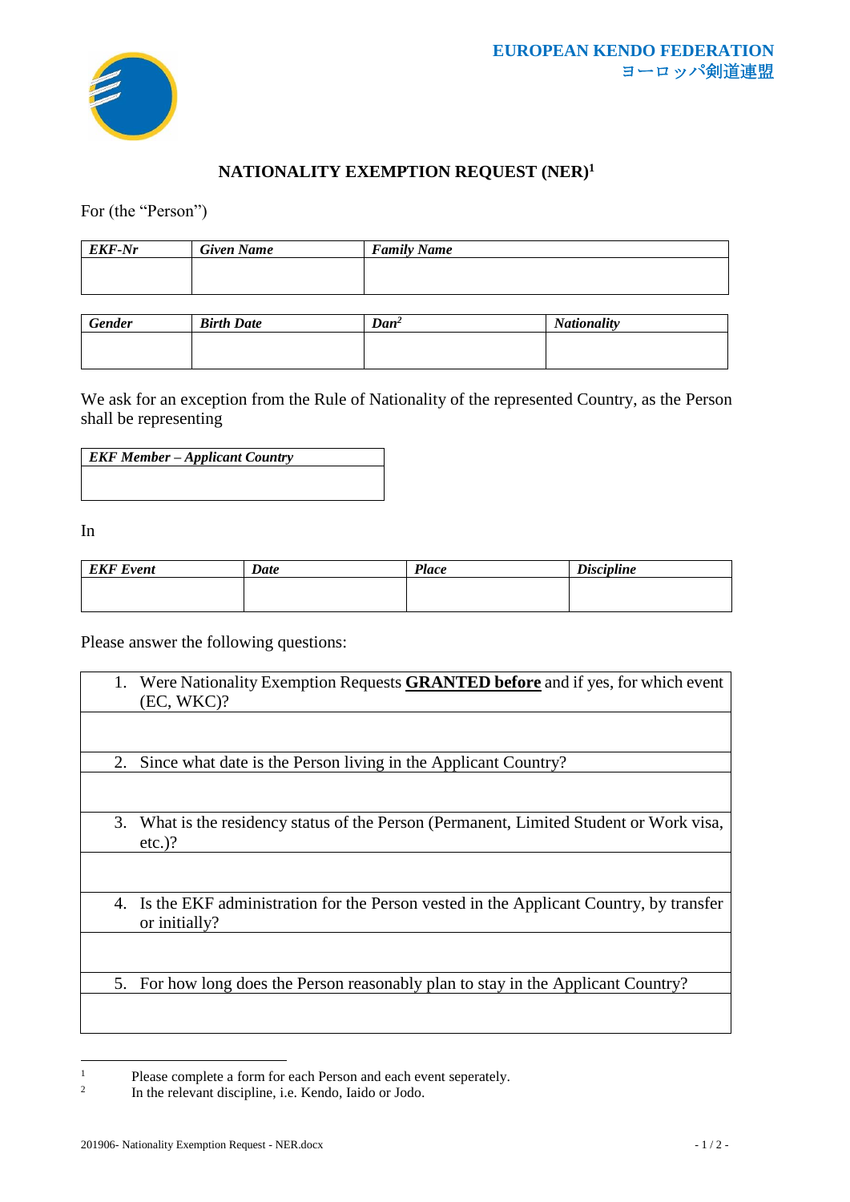EUROPEAN KENDO FEDERATION
ヨーロッパ剣道連盟

# NATIONALITY EXEMPTION REQUEST (NER)[1]

For (the "Person")

| *EKF-Nr* | *Given Name* | *Family Name* |
|---|---|---|
| | | |

| *Gender* | *Birth Date* | *Dan*[2] | *Nationality* |
|---|---|---|---|
| | | | |

We ask for an exception from the Rule of Nationality of the represented Country, as the Person shall be representing

| *EKF Member – Applicant Country* |
|---|
| |

In

| *EKF Event* | *Date* | *Place* | *Discipline* |
|---|---|---|---|
| | | | |

Please answer the following questions:

| |
|---|
| 1. Were Nationality Exemption Requests **GRANTED before** and if yes, for which event (EC, WKC)? |
| |
| 2. Since what date is the Person living in the Applicant Country? |
| |
| 3. What is the residency status of the Person (Permanent, Limited Student or Work visa, etc.)? |
| |
| 4. Is the EKF administration for the Person vested in the Applicant Country, by transfer or initially? |
| |
| 5. For how long does the Person reasonably plan to stay in the Applicant Country? |
| |

[1] Please complete a form for each Person and each event seperately.
[2] In the relevant discipline, i.e. Kendo, Iaido or Jodo.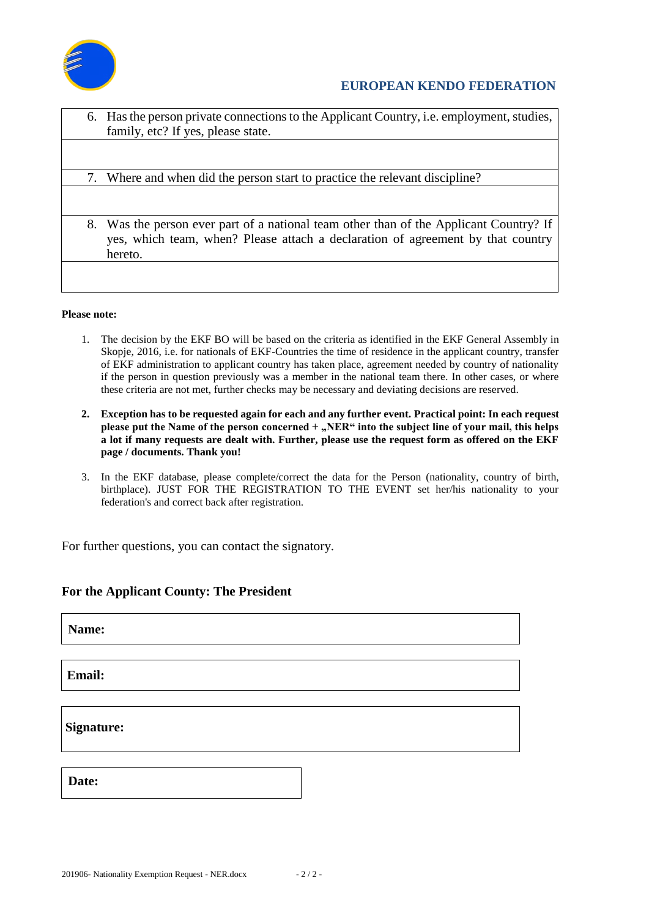| | |
|---|---|
| 6. | Has the person private connections to the Applicant Country, i.e. employment, studies, family, etc? If yes, please state. |
| | |
| 7. | Where and when did the person start to practice the relevant discipline? |
| | |
| 8. | Was the person ever part of a national team other than of the Applicant Country? If yes, which team, when? Please attach a declaration of agreement by that country hereto. |
| | |

**Please note:**

1. The decision by the EKF BO will be based on the criteria as identified in the EKF General Assembly in Skopje, 2016, i.e. for nationals of EKF-Countries the time of residence in the applicant country, transfer of EKF administration to applicant country has taken place, agreement needed by country of nationality if the person in question previously was a member in the national team there. In other cases, or where these criteria are not met, further checks may be necessary and deviating decisions are reserved.

2. **Exception has to be requested again for each and any further event. Practical point: In each request please put the Name of the person concerned + „NER" into the subject line of your mail, this helps a lot if many requests are dealt with. Further, please use the request form as offered on the EKF page / documents. Thank you!**

3. In the EKF database, please complete/correct the data for the Person (nationality, country of birth, birthplace). JUST FOR THE REGISTRATION TO THE EVENT set her/his nationality to your federation's and correct back after registration.

For further questions, you can contact the signatory.

### For the Applicant County: The President

| |
|---|
| **Name:** |

| |
|---|
| **Email:** |

| |
|---|
| **Signature:** |

| |
|---|
| **Date:** |